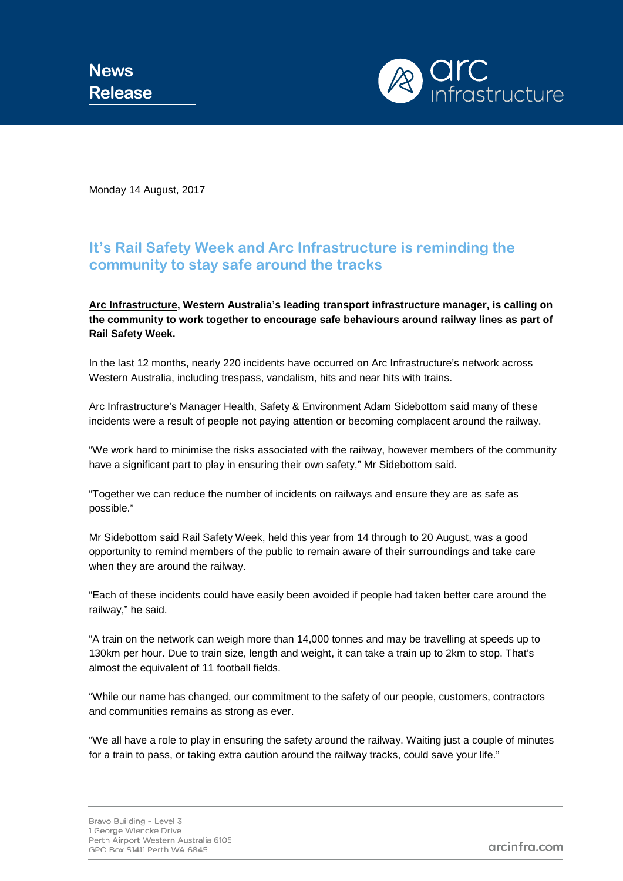**News Release**

Monday 14 August, 2017

## It's Rail Safety Week and Arc Infrastructure is reminding the community to stay safe around the tracks

**Arc Infrastructure, Western Australia's leading transport infrastructure manager, is calling on the community to work together to encourage safe behaviours around railway lines as part of Rail Safety Week.**

In the last 12 months, nearly 220 incidents have occurred on Arc Infrastructure's network across Western Australia, including trespass, vandalism, hits and near hits with trains.

Arc Infrastructure's Manager Health, Safety & Environment Adam Sidebottom said many of these incidents were a result of people not paying attention or becoming complacent around the railway.

"We work hard to minimise the risks associated with the railway, however members of the community have a significant part to play in ensuring their own safety," Mr Sidebottom said.

"Together we can reduce the number of incidents on railways and ensure they are as safe as possible."

Mr Sidebottom said Rail Safety Week, held this year from 14 through to 20 August, was a good opportunity to remind members of the public to remain aware of their surroundings and take care when they are around the railway.

"Each of these incidents could have easily been avoided if people had taken better care around the railway," he said.

"A train on the network can weigh more than 14,000 tonnes and may be travelling at speeds up to 130km per hour. Due to train size, length and weight, it can take a train up to 2km to stop. That's almost the equivalent of 11 football fields.

"While our name has changed, our commitment to the safety of our people, customers, contractors and communities remains as strong as ever.

"We all have a role to play in ensuring the safety around the railway. Waiting just a couple of minutes for a train to pass, or taking extra caution around the railway tracks, could save your life."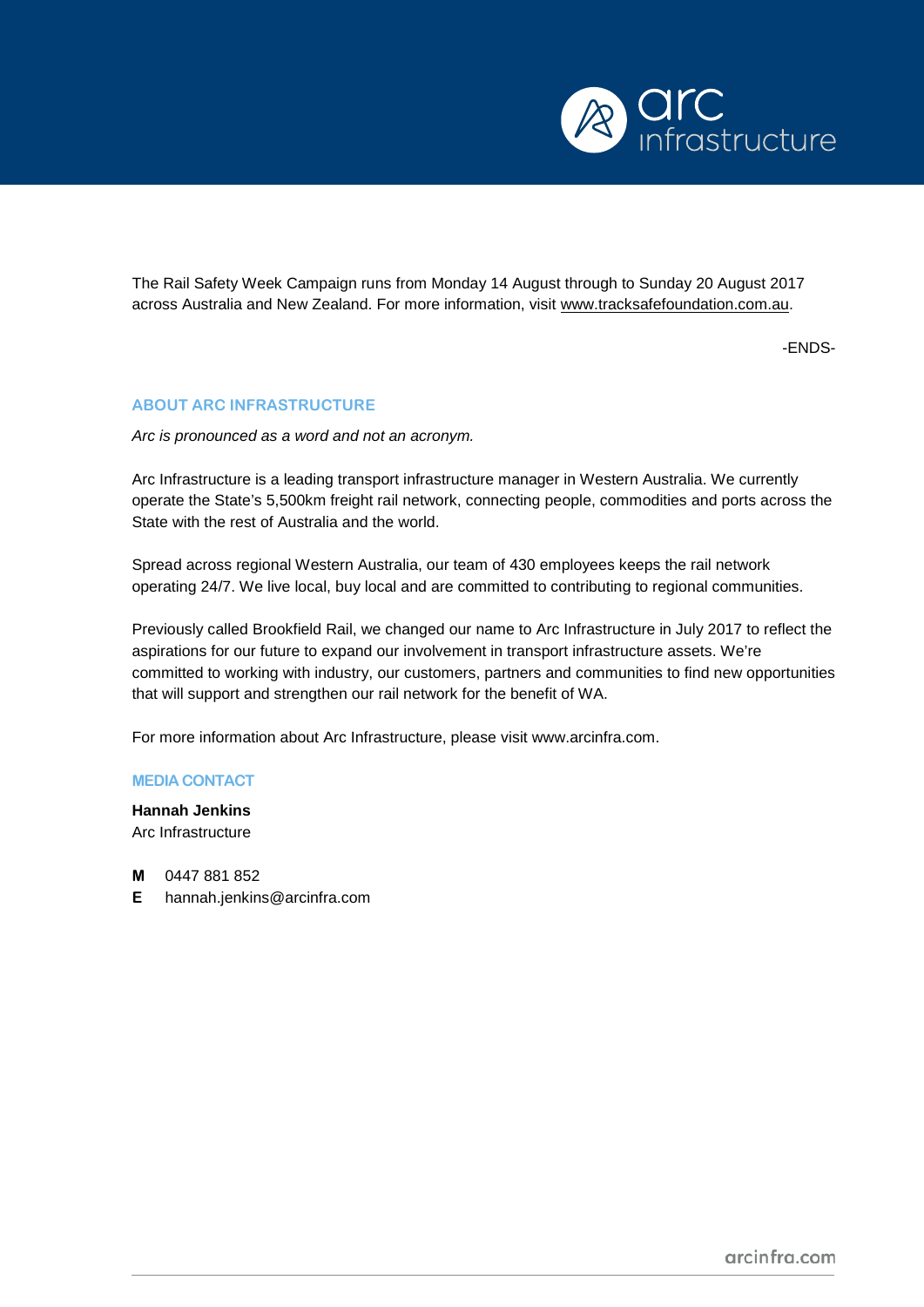The Rail Safety Week Campaign runs from Monday 14 August through to Sunday 20 August 2017 across Australia and New Zealand. For more information, visit www.tracksafefoundation.com.au.

-ENDS-

## ABOUT ARC INFRASTRUCTURE

*Arc is pronounced as a word and not an acronym.*

Arc Infrastructure is a leading transport infrastructure manager in Western Australia. We currently operate the State's 5,500km freight rail network, connecting people, commodities and ports across the State with the rest of Australia and the world.

Spread across regional Western Australia, our team of 430 employees keeps the rail network operating 24/7. We live local, buy local and are committed to contributing to regional communities.

Previously called Brookfield Rail, we changed our name to Arc Infrastructure in July 2017 to reflect the aspirations for our future to expand our involvement in transport infrastructure assets. We're committed to working with industry, our customers, partners and communities to find new opportunities that will support and strengthen our rail network for the benefit of WA.

For more information about Arc Infrastructure, please visit www.arcinfra.com.

## MEDIA CONTACT

**Hannah Jenkins**
Arc Infrastructure

**M** 0447 881 852
**E** hannah.jenkins@arcinfra.com